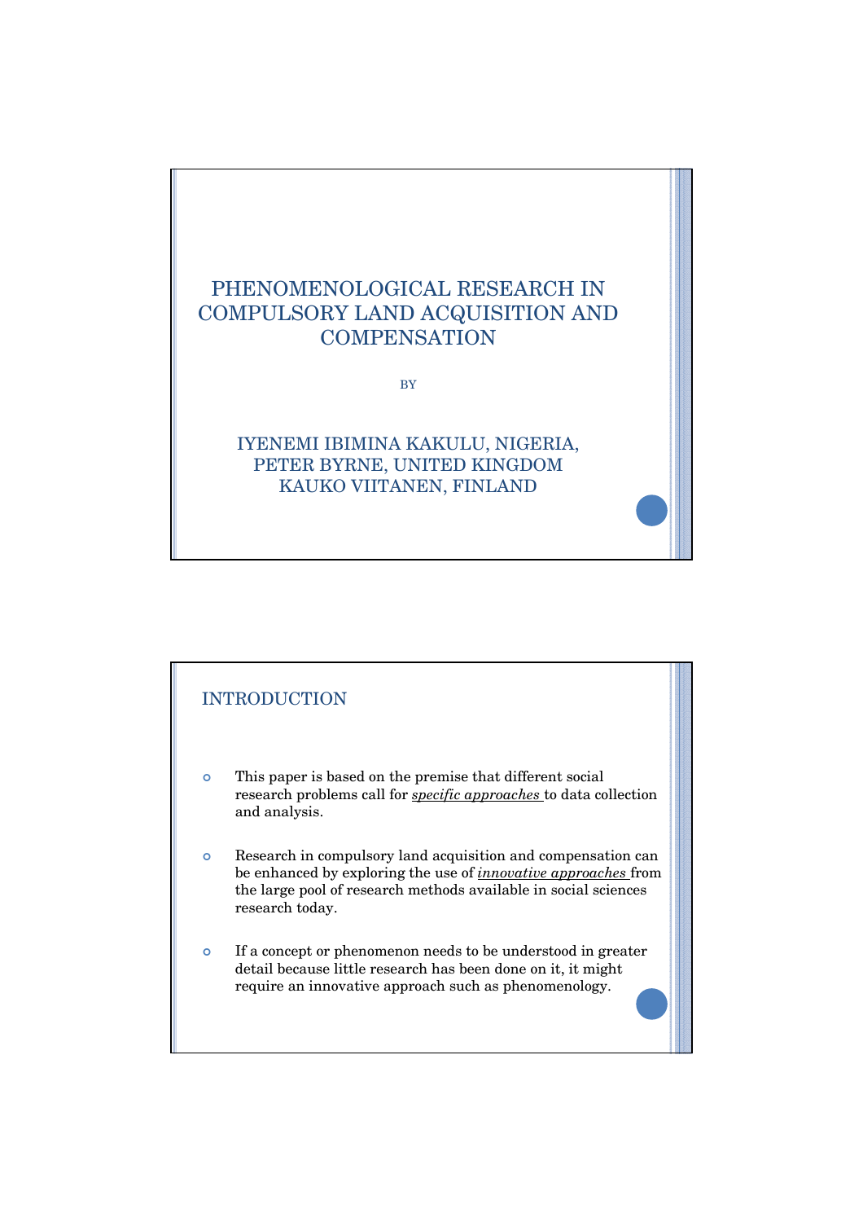# PHENOMENOLOGICAL RESEARCH IN COMPULSORY LAND ACQUISITION AND COMPENSATION

BY

IYENEMI IBIMINA KAKULU, NIGERIA,
PETER BYRNE, UNITED KINGDOM
KAUKO VIITANEN, FINLAND

## INTRODUCTION

- This paper is based on the premise that different social research problems call for ***specific approaches*** to data collection and analysis.
- Research in compulsory land acquisition and compensation can be enhanced by exploring the use of ***innovative approaches*** from the large pool of research methods available in social sciences research today.
- If a concept or phenomenon needs to be understood in greater detail because little research has been done on it, it might require an innovative approach such as phenomenology.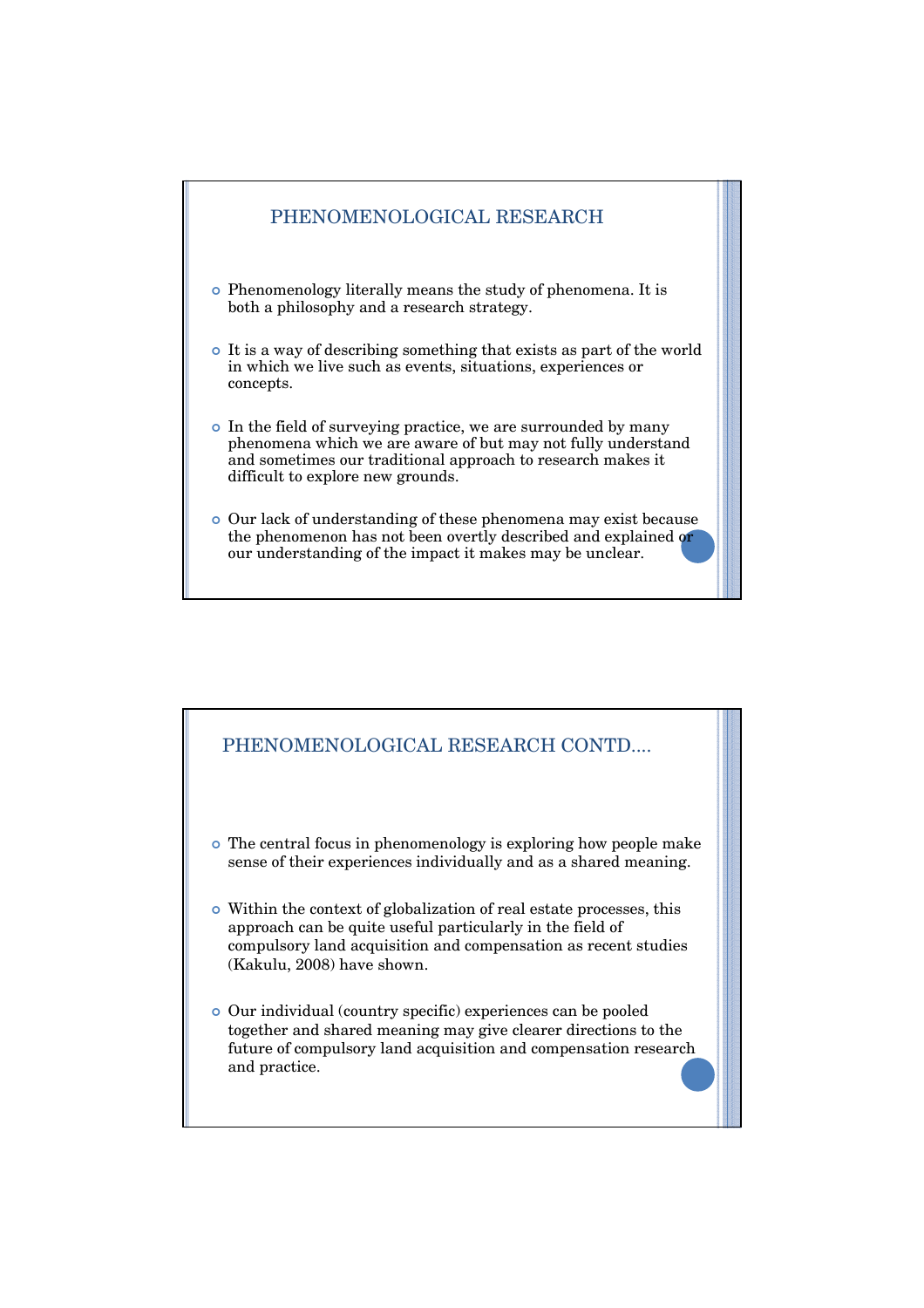## PHENOMENOLOGICAL RESEARCH

- Phenomenology literally means the study of phenomena. It is both a philosophy and a research strategy.
- It is a way of describing something that exists as part of the world in which we live such as events, situations, experiences or concepts.
- In the field of surveying practice, we are surrounded by many phenomena which we are aware of but may not fully understand and sometimes our traditional approach to research makes it difficult to explore new grounds.
- Our lack of understanding of these phenomena may exist because the phenomenon has not been overtly described and explained or our understanding of the impact it makes may be unclear.

## PHENOMENOLOGICAL RESEARCH CONTD....

- The central focus in phenomenology is exploring how people make sense of their experiences individually and as a shared meaning.
- Within the context of globalization of real estate processes, this approach can be quite useful particularly in the field of compulsory land acquisition and compensation as recent studies (Kakulu, 2008) have shown.
- Our individual (country specific) experiences can be pooled together and shared meaning may give clearer directions to the future of compulsory land acquisition and compensation research and practice.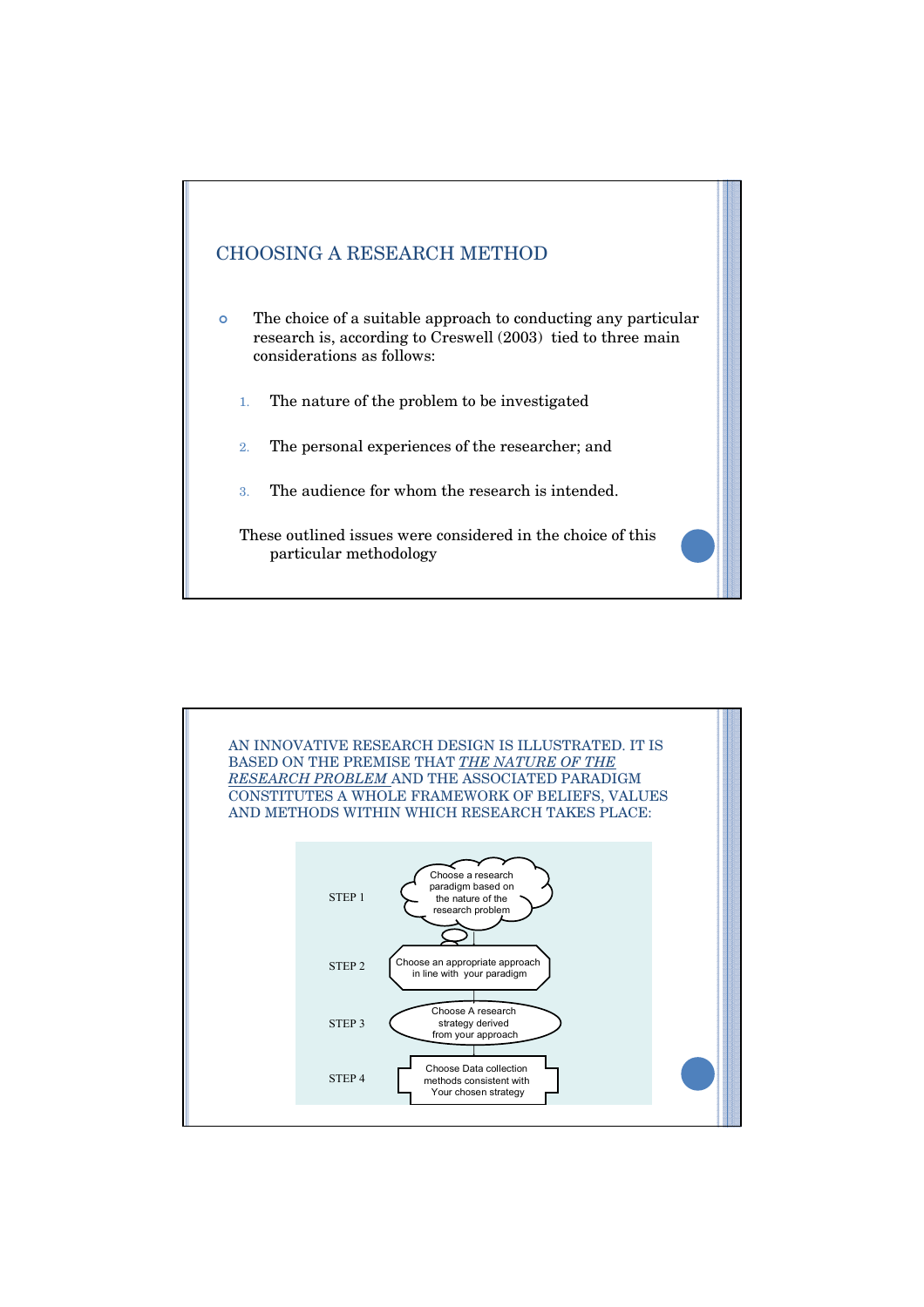## CHOOSING A RESEARCH METHOD

- The choice of a suitable approach to conducting any particular research is, according to Creswell (2003) tied to three main considerations as follows:

1. The nature of the problem to be investigated
2. The personal experiences of the researcher; and
3. The audience for whom the research is intended.

These outlined issues were considered in the choice of this particular methodology

---

## AN INNOVATIVE RESEARCH DESIGN IS ILLUSTRATED. IT IS BASED ON THE PREMISE THAT *THE NATURE OF THE RESEARCH PROBLEM* AND THE ASSOCIATED PARADIGM CONSTITUTES A WHOLE FRAMEWORK OF BELIEFS, VALUES AND METHODS WITHIN WHICH RESEARCH TAKES PLACE:

STEP 1 — Choose a research paradigm based on the nature of the research problem

STEP 2 — Choose an appropriate approach in line with your paradigm

STEP 3 — Choose A research strategy derived from your approach

STEP 4 — Choose Data collection methods consistent with Your chosen strategy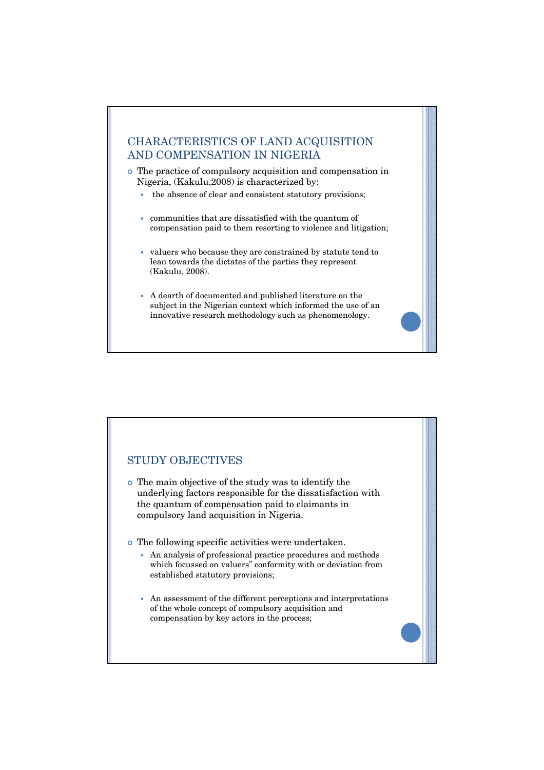## CHARACTERISTICS OF LAND ACQUISITION AND COMPENSATION IN NIGERIA

- The practice of compulsory acquisition and compensation in Nigeria, (Kakulu,2008) is characterized by:
  - the absence of clear and consistent statutory provisions;
  - communities that are dissatisfied with the quantum of compensation paid to them resorting to violence and litigation;
  - valuers who because they are constrained by statute tend to lean towards the dictates of the parties they represent (Kakulu, 2008).
  - A dearth of documented and published literature on the subject in the Nigerian context which informed the use of an innovative research methodology such as phenomenology.

## STUDY OBJECTIVES

- The main objective of the study was to identify the underlying factors responsible for the dissatisfaction with the quantum of compensation paid to claimants in compulsory land acquisition in Nigeria.
- The following specific activities were undertaken.
  - An analysis of professional practice procedures and methods which focussed on valuers" conformity with or deviation from established statutory provisions;
  - An assessment of the different perceptions and interpretations of the whole concept of compulsory acquisition and compensation by key actors in the process;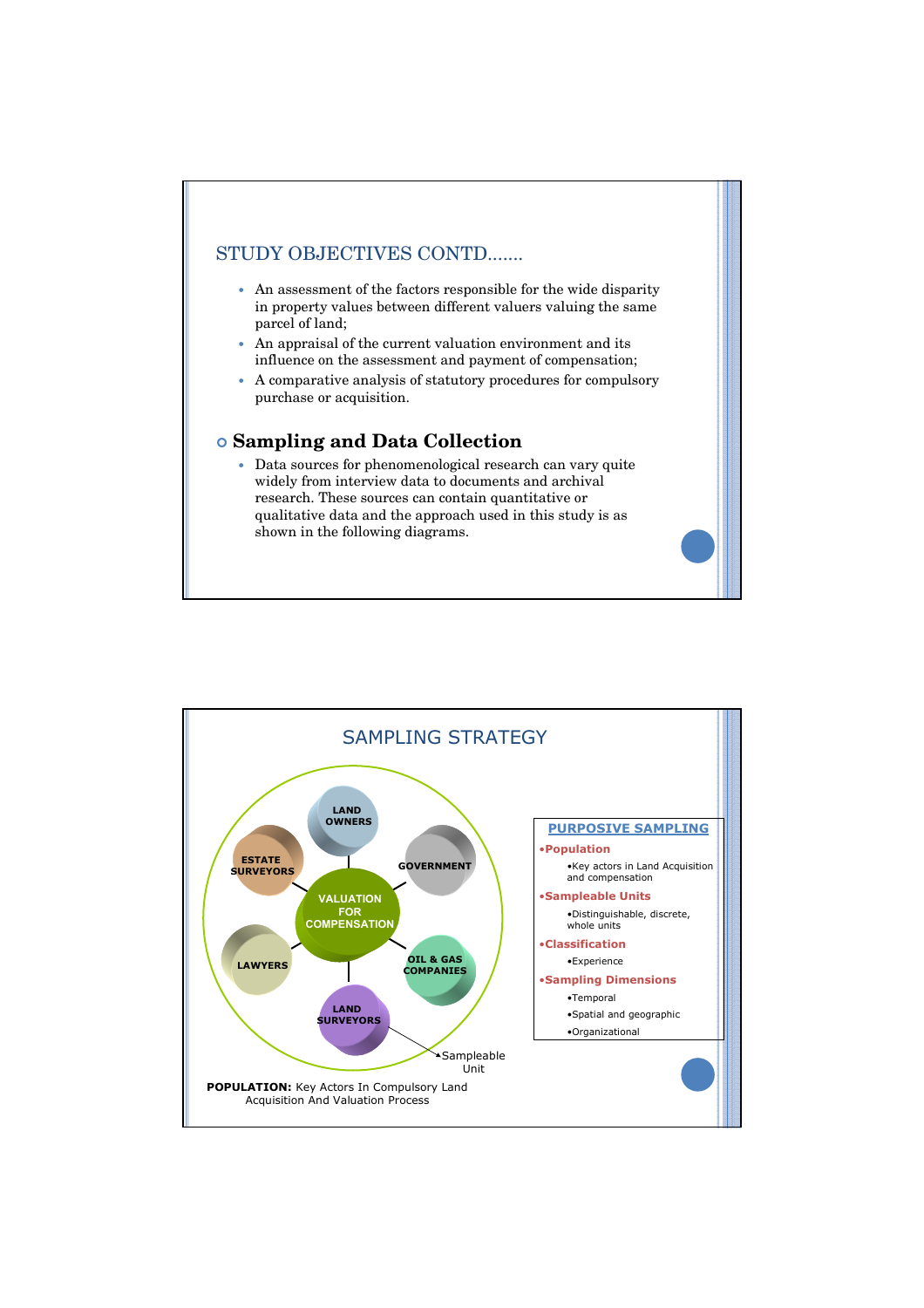## STUDY OBJECTIVES CONTD.......

- An assessment of the factors responsible for the wide disparity in property values between different valuers valuing the same parcel of land;
- An appraisal of the current valuation environment and its influence on the assessment and payment of compensation;
- A comparative analysis of statutory procedures for compulsory purchase or acquisition.

### Sampling and Data Collection

- Data sources for phenomenological research can vary quite widely from interview data to documents and archival research. These sources can contain quantitative or qualitative data and the approach used in this study is as shown in the following diagrams.

## SAMPLING STRATEGY

VALUATION FOR COMPENSATION

- LAND OWNERS
- GOVERNMENT
- OIL & GAS COMPANIES
- LAND SURVEYORS
- LAWYERS
- ESTATE SURVEYORS

Sampleable Unit

**POPULATION:** Key Actors In Compulsory Land Acquisition And Valuation Process

**PURPOSIVE SAMPLING**

- **Population**
  - Key actors in Land Acquisition and compensation
- **Sampleable Units**
  - Distinguishable, discrete, whole units
- **Classification**
  - Experience
- **Sampling Dimensions**
  - Temporal
  - Spatial and geographic
  - Organizational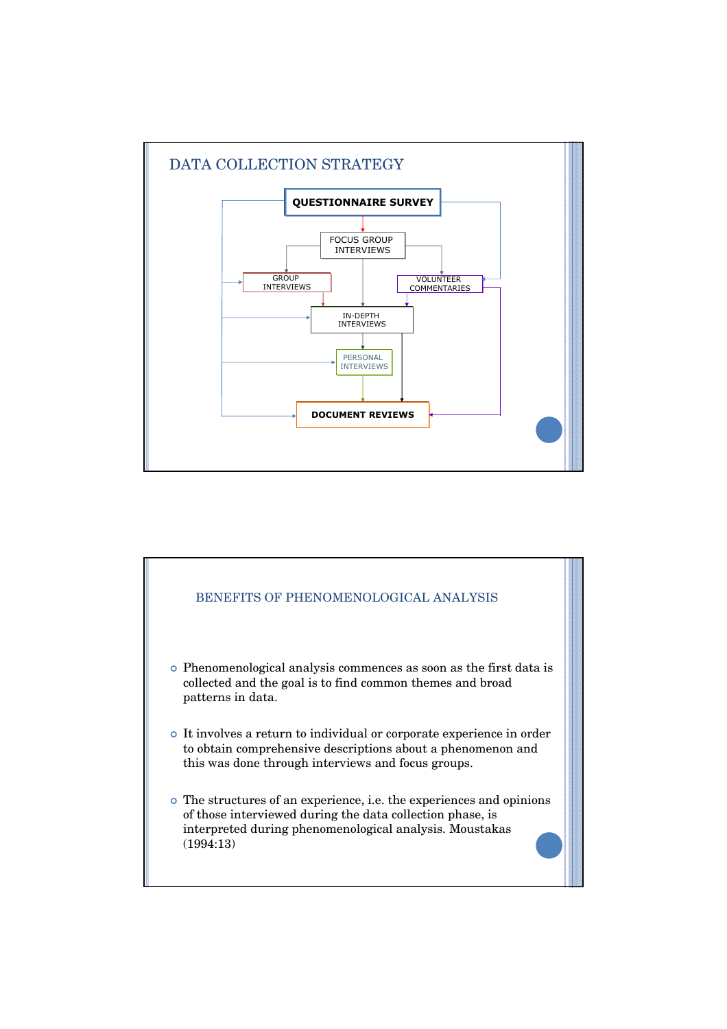## DATA COLLECTION STRATEGY

QUESTIONNAIRE SURVEY

FOCUS GROUP INTERVIEWS

GROUP INTERVIEWS

VOLUNTEER COMMENTARIES

IN-DEPTH INTERVIEWS

PERSONAL INTERVIEWS

DOCUMENT REVIEWS

## BENEFITS OF PHENOMENOLOGICAL ANALYSIS

- Phenomenological analysis commences as soon as the first data is collected and the goal is to find common themes and broad patterns in data.
- It involves a return to individual or corporate experience in order to obtain comprehensive descriptions about a phenomenon and this was done through interviews and focus groups.
- The structures of an experience, i.e. the experiences and opinions of those interviewed during the data collection phase, is interpreted during phenomenological analysis. Moustakas (1994:13)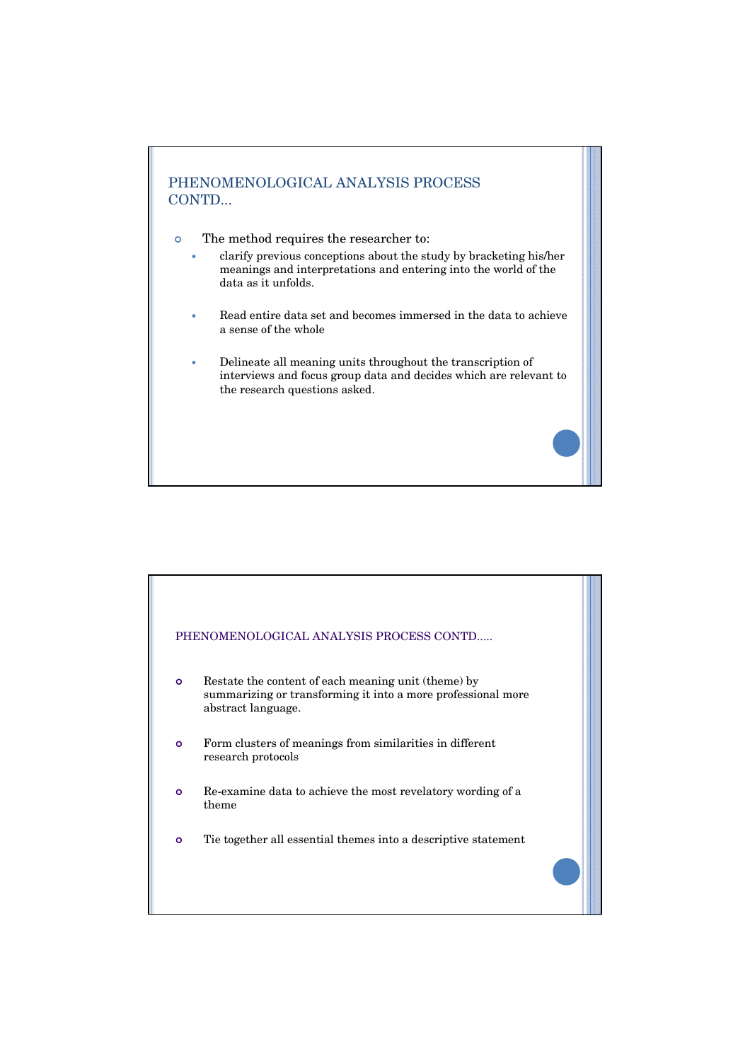## PHENOMENOLOGICAL ANALYSIS PROCESS CONTD...

- The method requires the researcher to:
  - clarify previous conceptions about the study by bracketing his/her meanings and interpretations and entering into the world of the data as it unfolds.
  - Read entire data set and becomes immersed in the data to achieve a sense of the whole
  - Delineate all meaning units throughout the transcription of interviews and focus group data and decides which are relevant to the research questions asked.

## PHENOMENOLOGICAL ANALYSIS PROCESS CONTD.....

- Restate the content of each meaning unit (theme) by summarizing or transforming it into a more professional more abstract language.
- Form clusters of meanings from similarities in different research protocols
- Re-examine data to achieve the most revelatory wording of a theme
- Tie together all essential themes into a descriptive statement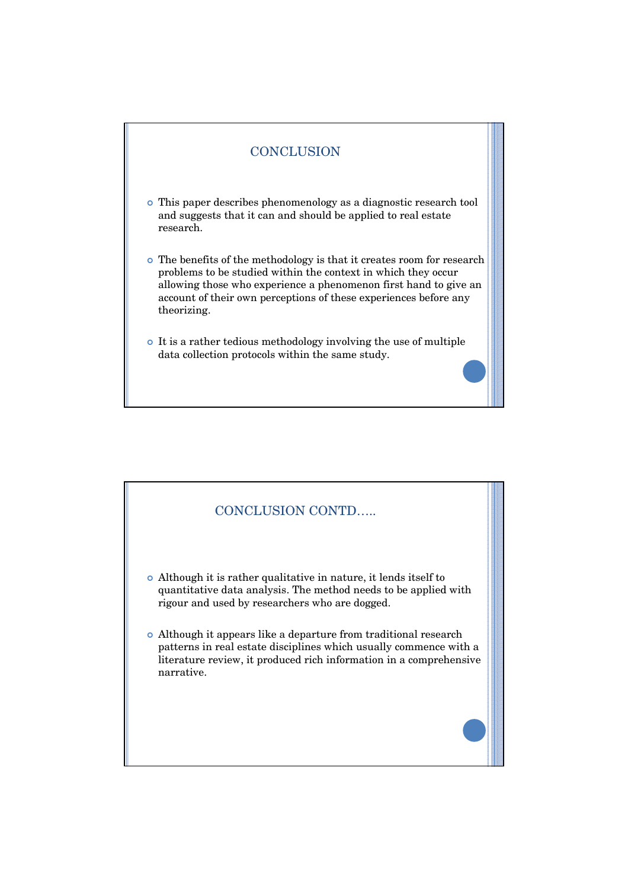## CONCLUSION

- This paper describes phenomenology as a diagnostic research tool and suggests that it can and should be applied to real estate research.
- The benefits of the methodology is that it creates room for research problems to be studied within the context in which they occur allowing those who experience a phenomenon first hand to give an account of their own perceptions of these experiences before any theorizing.
- It is a rather tedious methodology involving the use of multiple data collection protocols within the same study.

## CONCLUSION CONTD…..

- Although it is rather qualitative in nature, it lends itself to quantitative data analysis. The method needs to be applied with rigour and used by researchers who are dogged.
- Although it appears like a departure from traditional research patterns in real estate disciplines which usually commence with a literature review, it produced rich information in a comprehensive narrative.